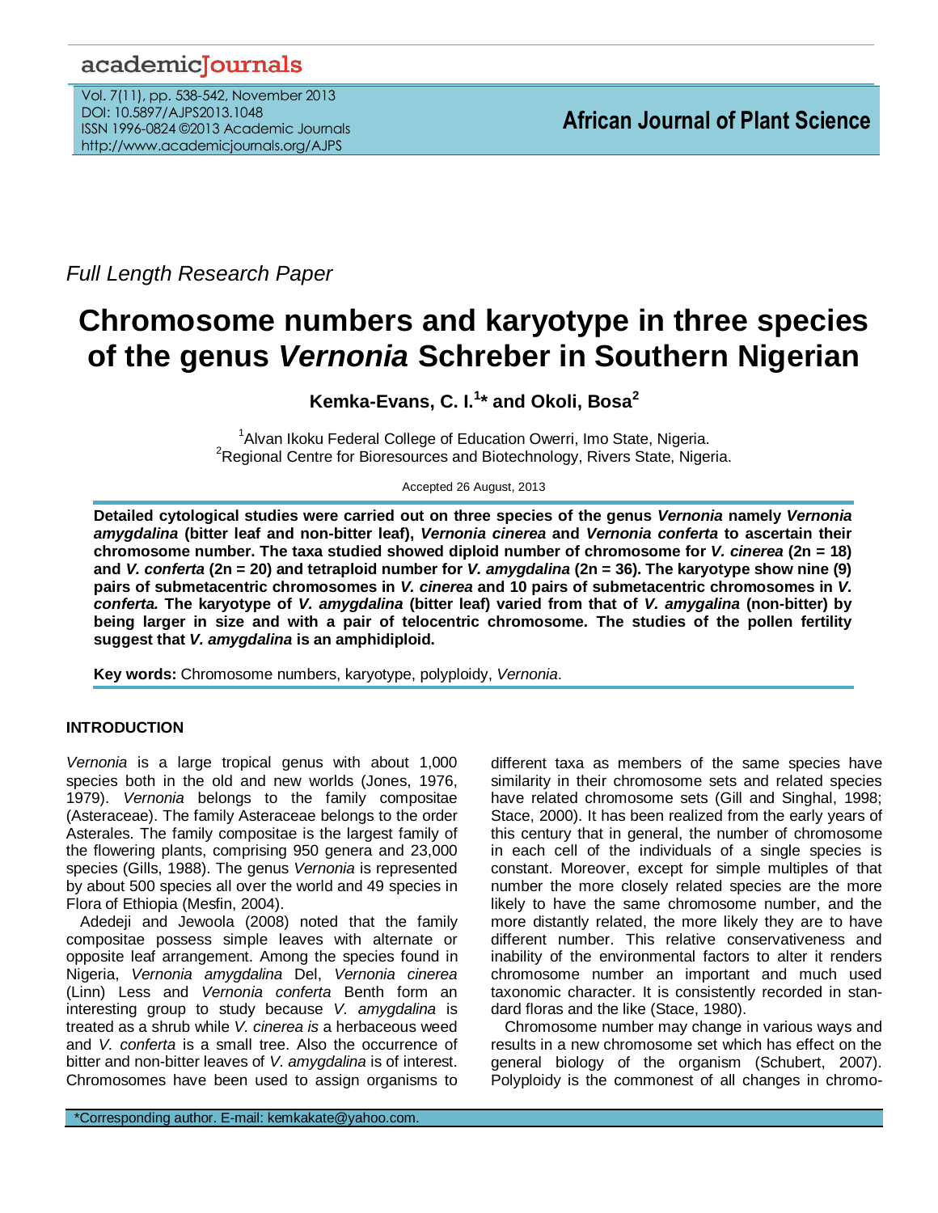*Full Length Research Paper*

# Chromosome numbers and karyotype in three species of the genus *Vernonia* Schreber in Southern Nigerian

**Kemka-Evans, C. I.[1]* and Okoli, Bosa[2]**

[1]Alvan Ikoku Federal College of Education Owerri, Imo State, Nigeria.
[2]Regional Centre for Bioresources and Biotechnology, Rivers State, Nigeria.

Accepted 26 August, 2013

**Detailed cytological studies were carried out on three species of the genus *Vernonia* namely *Vernonia amygdalina* (bitter leaf and non-bitter leaf), *Vernonia cinerea* and *Vernonia conferta* to ascertain their chromosome number. The taxa studied showed diploid number of chromosome for *V. cinerea* (2n = 18) and *V. conferta* (2n = 20) and tetraploid number for *V. amygdalina* (2n = 36). The karyotype show nine (9) pairs of submetacentric chromosomes in *V. cinerea* and 10 pairs of submetacentric chromosomes in *V. conferta.* The karyotype of *V. amygdalina* (bitter leaf) varied from that of *V. amygalina* (non-bitter) by being larger in size and with a pair of telocentric chromosome. The studies of the pollen fertility suggest that *V. amygdalina* is an amphidiploid.**

**Key words:** Chromosome numbers, karyotype, polyploidy, *Vernonia*.

## INTRODUCTION

*Vernonia* is a large tropical genus with about 1,000 species both in the old and new worlds (Jones, 1976, 1979). *Vernonia* belongs to the family compositae (Asteraceae). The family Asteraceae belongs to the order Asterales. The family compositae is the largest family of the flowering plants, comprising 950 genera and 23,000 species (Gills, 1988). The genus *Vernonia* is represented by about 500 species all over the world and 49 species in Flora of Ethiopia (Mesfin, 2004).

Adedeji and Jewoola (2008) noted that the family compositae possess simple leaves with alternate or opposite leaf arrangement. Among the species found in Nigeria, *Vernonia amygdalina* Del, *Vernonia cinerea* (Linn) Less and *Vernonia conferta* Benth form an interesting group to study because *V. amygdalina* is treated as a shrub while *V. cinerea is* a herbaceous weed and *V. conferta* is a small tree. Also the occurrence of bitter and non-bitter leaves of *V. amygdalina* is of interest. Chromosomes have been used to assign organisms to different taxa as members of the same species have similarity in their chromosome sets and related species have related chromosome sets (Gill and Singhal, 1998; Stace, 2000). It has been realized from the early years of this century that in general, the number of chromosome in each cell of the individuals of a single species is constant. Moreover, except for simple multiples of that number the more closely related species are the more likely to have the same chromosome number, and the more distantly related, the more likely they are to have different number. This relative conservativeness and inability of the environmental factors to alter it renders chromosome number an important and much used taxonomic character. It is consistently recorded in standard floras and the like (Stace, 1980).

Chromosome number may change in various ways and results in a new chromosome set which has effect on the general biology of the organism (Schubert, 2007). Polyploidy is the commonest of all changes in chromo-

*Corresponding author. E-mail: kemkakate@yahoo.com.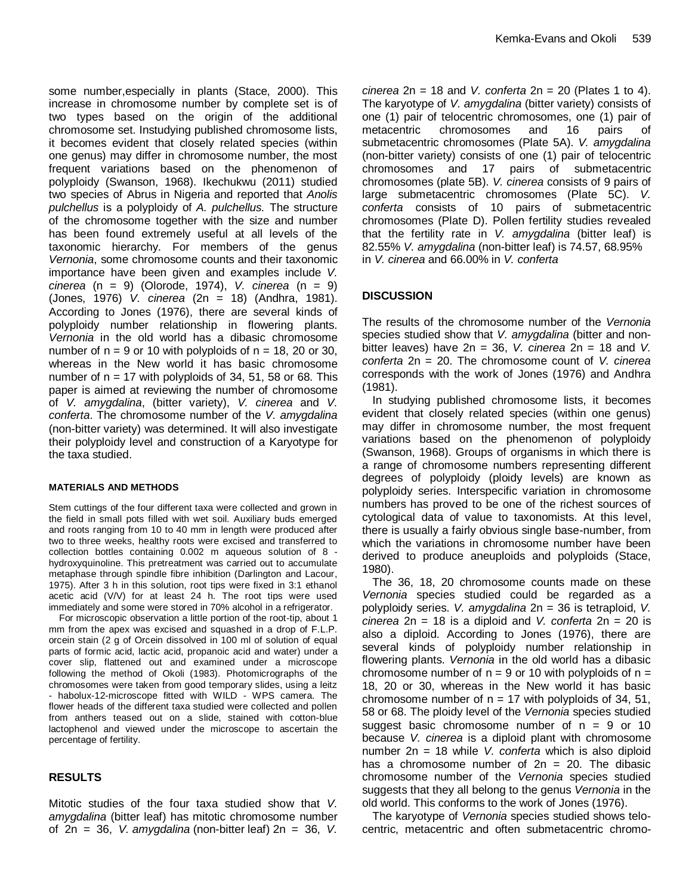some number,especially in plants (Stace, 2000). This increase in chromosome number by complete set is of two types based on the origin of the additional chromosome set. Instudying published chromosome lists, it becomes evident that closely related species (within one genus) may differ in chromosome number, the most frequent variations based on the phenomenon of polyploidy (Swanson, 1968). Ikechukwu (2011) studied two species of Abrus in Nigeria and reported that *Anolis pulchellus* is a polyploidy of *A. pulchellus.* The structure of the chromosome together with the size and number has been found extremely useful at all levels of the taxonomic hierarchy. For members of the genus *Vernonia*, some chromosome counts and their taxonomic importance have been given and examples include *V. cinerea* (n = 9) (Olorode, 1974), *V. cinerea* (n = 9) (Jones, 1976) *V. cinerea* (2n = 18) (Andhra, 1981). According to Jones (1976), there are several kinds of polyploidy number relationship in flowering plants. *Vernonia* in the old world has a dibasic chromosome number of n = 9 or 10 with polyploids of n = 18, 20 or 30, whereas in the New world it has basic chromosome number of n = 17 with polyploids of 34, 51, 58 or 68. This paper is aimed at reviewing the number of chromosome of *V. amygdalina*, (bitter variety), *V. cinerea* and *V. conferta*. The chromosome number of the *V. amygdalina* (non-bitter variety) was determined. It will also investigate their polyploidy level and construction of a Karyotype for the taxa studied.

## MATERIALS AND METHODS

Stem cuttings of the four different taxa were collected and grown in the field in small pots filled with wet soil. Auxiliary buds emerged and roots ranging from 10 to 40 mm in length were produced after two to three weeks, healthy roots were excised and transferred to collection bottles containing 0.002 m aqueous solution of 8 - hydroxyquinoline. This pretreatment was carried out to accumulate metaphase through spindle fibre inhibition (Darlington and Lacour, 1975). After 3 h in this solution, root tips were fixed in 3:1 ethanol acetic acid (V/V) for at least 24 h. The root tips were used immediately and some were stored in 70% alcohol in a refrigerator.

For microscopic observation a little portion of the root-tip, about 1 mm from the apex was excised and squashed in a drop of F.L.P. orcein stain (2 g of Orcein dissolved in 100 ml of solution of equal parts of formic acid, lactic acid, propanoic acid and water) under a cover slip, flattened out and examined under a microscope following the method of Okoli (1983). Photomicrographs of the chromosomes were taken from good temporary slides, using a leitz - habolux-12-microscope fitted with WILD - WPS camera. The flower heads of the different taxa studied were collected and pollen from anthers teased out on a slide, stained with cotton-blue lactophenol and viewed under the microscope to ascertain the percentage of fertility.

## RESULTS

Mitotic studies of the four taxa studied show that *V. amygdalina* (bitter leaf) has mitotic chromosome number of 2n = 36, *V. amygdalina* (non-bitter leaf) 2n = 36, *V. cinerea* 2n = 18 and *V. conferta* 2n = 20 (Plates 1 to 4). The karyotype of *V. amygdalina* (bitter variety) consists of one (1) pair of telocentric chromosomes, one (1) pair of metacentric chromosomes and 16 pairs of submetacentric chromosomes (Plate 5A). *V. amygdalina* (non-bitter variety) consists of one (1) pair of telocentric chromosomes and 17 pairs of submetacentric chromosomes (plate 5B). *V. cinerea* consists of 9 pairs of large submetacentric chromosomes (Plate 5C). *V. conferta* consists of 10 pairs of submetacentric chromosomes (Plate D). Pollen fertility studies revealed that the fertility rate in *V. amygdalina* (bitter leaf) is 82.55% *V. amygdalina* (non-bitter leaf) is 74.57, 68.95% in *V. cinerea* and 66.00% in *V. conferta*

## DISCUSSION

The results of the chromosome number of the *Vernonia* species studied show that *V. amygdalina* (bitter and non-bitter leaves) have 2n = 36, *V. cinerea* 2n = 18 and *V. conferta* 2n = 20. The chromosome count of *V. cinerea* corresponds with the work of Jones (1976) and Andhra (1981).

In studying published chromosome lists, it becomes evident that closely related species (within one genus) may differ in chromosome number, the most frequent variations based on the phenomenon of polyploidy (Swanson, 1968). Groups of organisms in which there is a range of chromosome numbers representing different degrees of polyploidy (ploidy levels) are known as polyploidy series. Interspecific variation in chromosome numbers has proved to be one of the richest sources of cytological data of value to taxonomists. At this level, there is usually a fairly obvious single base-number, from which the variations in chromosome number have been derived to produce aneuploids and polyploids (Stace, 1980).

The 36, 18, 20 chromosome counts made on these *Vernonia* species studied could be regarded as a polyploidy series. *V. amygdalina* 2n = 36 is tetraploid, *V. cinerea* 2n = 18 is a diploid and *V. conferta* 2n = 20 is also a diploid. According to Jones (1976), there are several kinds of polyploidy number relationship in flowering plants. *Vernonia* in the old world has a dibasic chromosome number of n = 9 or 10 with polyploids of n = 18, 20 or 30, whereas in the New world it has basic chromosome number of n = 17 with polyploids of 34, 51, 58 or 68. The ploidy level of the *Vernonia* species studied suggest basic chromosome number of n = 9 or 10 because *V. cinerea* is a diploid plant with chromosome number 2n = 18 while *V. conferta* which is also diploid has a chromosome number of 2n = 20. The dibasic chromosome number of the *Vernonia* species studied suggests that they all belong to the genus *Vernonia* in the old world. This conforms to the work of Jones (1976).

The karyotype of *Vernonia* species studied shows telocentric, metacentric and often submetacentric chromo-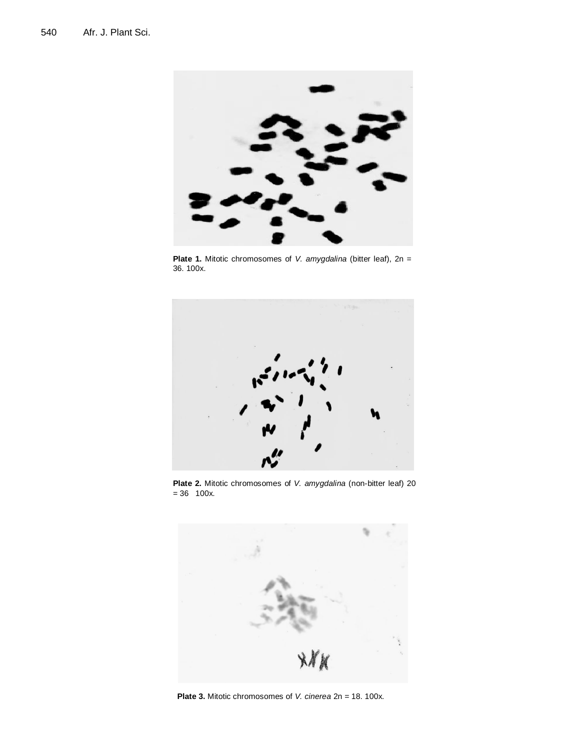**Plate 1.** Mitotic chromosomes of *V. amygdalina* (bitter leaf), 2n = 36. 100x.

**Plate 2.** Mitotic chromosomes of *V. amygdalina* (non-bitter leaf) 20 = 36 100x.

**Plate 3.** Mitotic chromosomes of *V. cinerea* 2n = 18. 100x.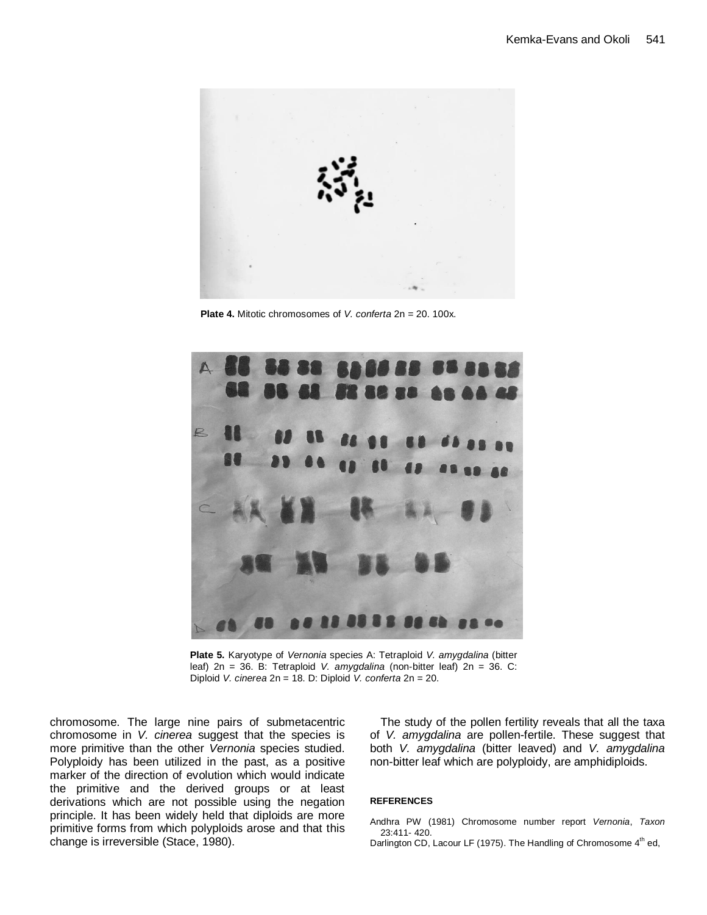**Plate 4.** Mitotic chromosomes of *V. conferta* 2n = 20. 100x.

**Plate 5.** Karyotype of *Vernonia* species A: Tetraploid *V. amygdalina* (bitter leaf) 2n = 36. B: Tetraploid *V. amygdalina* (non-bitter leaf) 2n = 36. C: Diploid *V. cinerea* 2n = 18. D: Diploid *V. conferta* 2n = 20.

chromosome. The large nine pairs of submetacentric chromosome in *V. cinerea* suggest that the species is more primitive than the other *Vernonia* species studied. Polyploidy has been utilized in the past, as a positive marker of the direction of evolution which would indicate the primitive and the derived groups or at least derivations which are not possible using the negation principle. It has been widely held that diploids are more primitive forms from which polyploids arose and that this change is irreversible (Stace, 1980).

The study of the pollen fertility reveals that all the taxa of *V. amygdalina* are pollen-fertile. These suggest that both *V. amygdalina* (bitter leaved) and *V. amygdalina* non-bitter leaf which are polyploidy, are amphidiploids.

## REFERENCES

Andhra PW (1981) Chromosome number report *Vernonia*, *Taxon* 23:411- 420.

Darlington CD, Lacour LF (1975). The Handling of Chromosome 4th ed,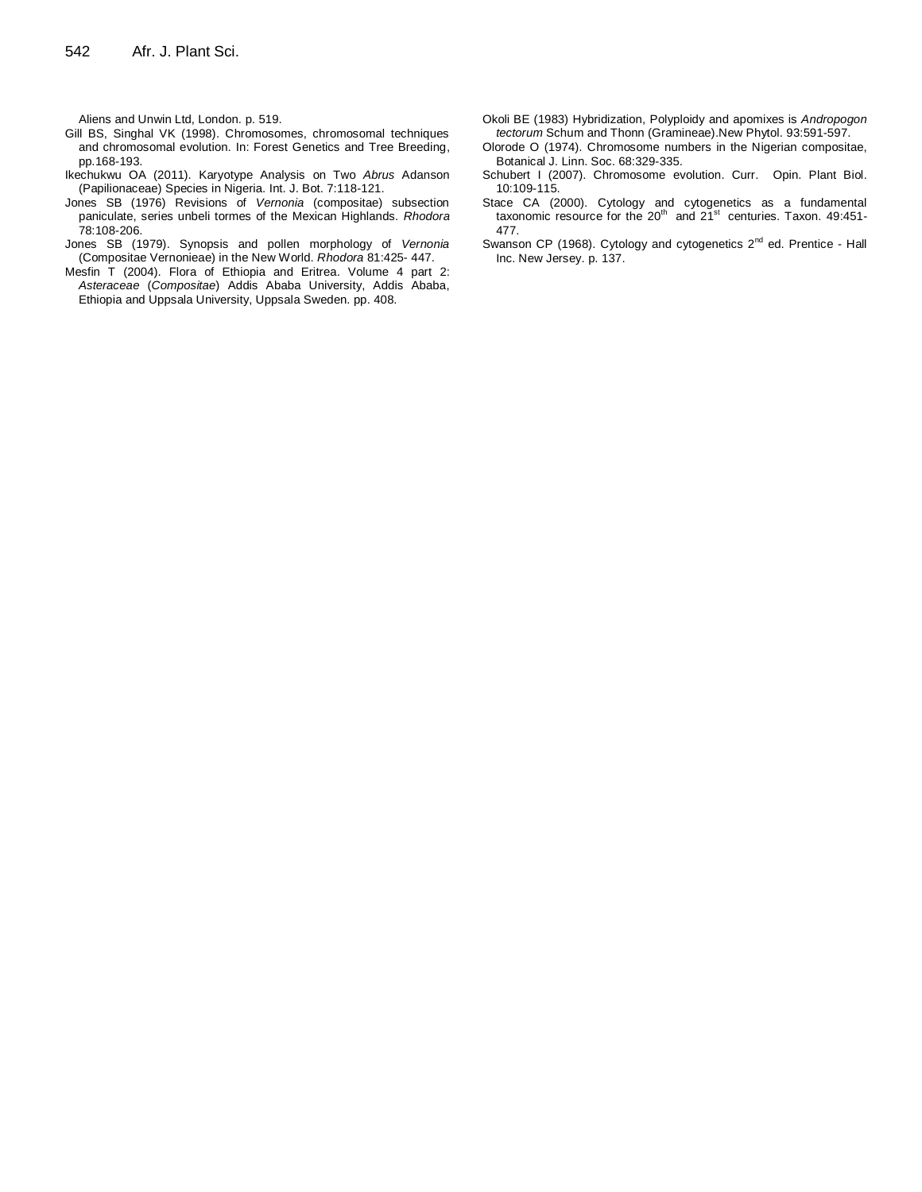Aliens and Unwin Ltd, London. p. 519.

Gill BS, Singhal VK (1998). Chromosomes, chromosomal techniques and chromosomal evolution. In: Forest Genetics and Tree Breeding, pp.168-193.

Ikechukwu OA (2011). Karyotype Analysis on Two *Abrus* Adanson (Papilionaceae) Species in Nigeria. Int. J. Bot. 7:118-121.

Jones SB (1976) Revisions of *Vernonia* (compositae) subsection paniculate, series unbeli tormes of the Mexican Highlands. *Rhodora* 78:108-206.

Jones SB (1979). Synopsis and pollen morphology of *Vernonia* (Compositae Vernonieae) in the New World. *Rhodora* 81:425- 447.

Mesfin T (2004). Flora of Ethiopia and Eritrea. Volume 4 part 2: *Asteraceae* (*Compositae*) Addis Ababa University, Addis Ababa, Ethiopia and Uppsala University, Uppsala Sweden. pp. 408.

Okoli BE (1983) Hybridization, Polyploidy and apomixes is *Andropogon tectorum* Schum and Thonn (Gramineae).New Phytol. 93:591-597.

Olorode O (1974). Chromosome numbers in the Nigerian compositae, Botanical J. Linn. Soc. 68:329-335.

Schubert I (2007). Chromosome evolution. Curr. Opin. Plant Biol. 10:109-115.

Stace CA (2000). Cytology and cytogenetics as a fundamental taxonomic resource for the 20$^{th}$ and 21$^{st}$ centuries. Taxon. 49:451-477.

Swanson CP (1968). Cytology and cytogenetics 2$^{nd}$ ed. Prentice - Hall Inc. New Jersey. p. 137.